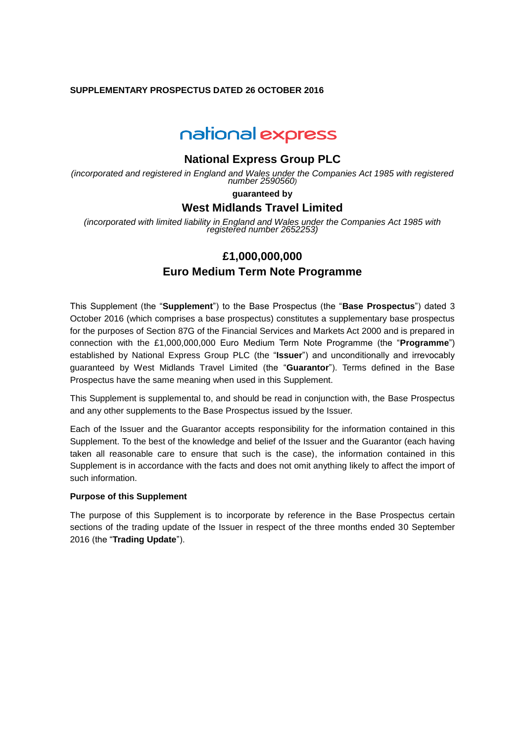**SUPPLEMENTARY PROSPECTUS DATED 26 OCTOBER 2016**

national express

# National Express Group PLC

*(incorporated and registered in England and Wales under the Companies Act 1985 with registered number 2590560)*

**guaranteed by**

# West Midlands Travel Limited

*(incorporated with limited liability in England and Wales under the Companies Act 1985 with registered number 2652253)*

## £1,000,000,000
## Euro Medium Term Note Programme

This Supplement (the "**Supplement**") to the Base Prospectus (the "**Base Prospectus**") dated 3 October 2016 (which comprises a base prospectus) constitutes a supplementary base prospectus for the purposes of Section 87G of the Financial Services and Markets Act 2000 and is prepared in connection with the £1,000,000,000 Euro Medium Term Note Programme (the "**Programme**") established by National Express Group PLC (the "**Issuer**") and unconditionally and irrevocably guaranteed by West Midlands Travel Limited (the "**Guarantor**"). Terms defined in the Base Prospectus have the same meaning when used in this Supplement.

This Supplement is supplemental to, and should be read in conjunction with, the Base Prospectus and any other supplements to the Base Prospectus issued by the Issuer.

Each of the Issuer and the Guarantor accepts responsibility for the information contained in this Supplement. To the best of the knowledge and belief of the Issuer and the Guarantor (each having taken all reasonable care to ensure that such is the case), the information contained in this Supplement is in accordance with the facts and does not omit anything likely to affect the import of such information.

**Purpose of this Supplement**

The purpose of this Supplement is to incorporate by reference in the Base Prospectus certain sections of the trading update of the Issuer in respect of the three months ended 30 September 2016 (the "**Trading Update**").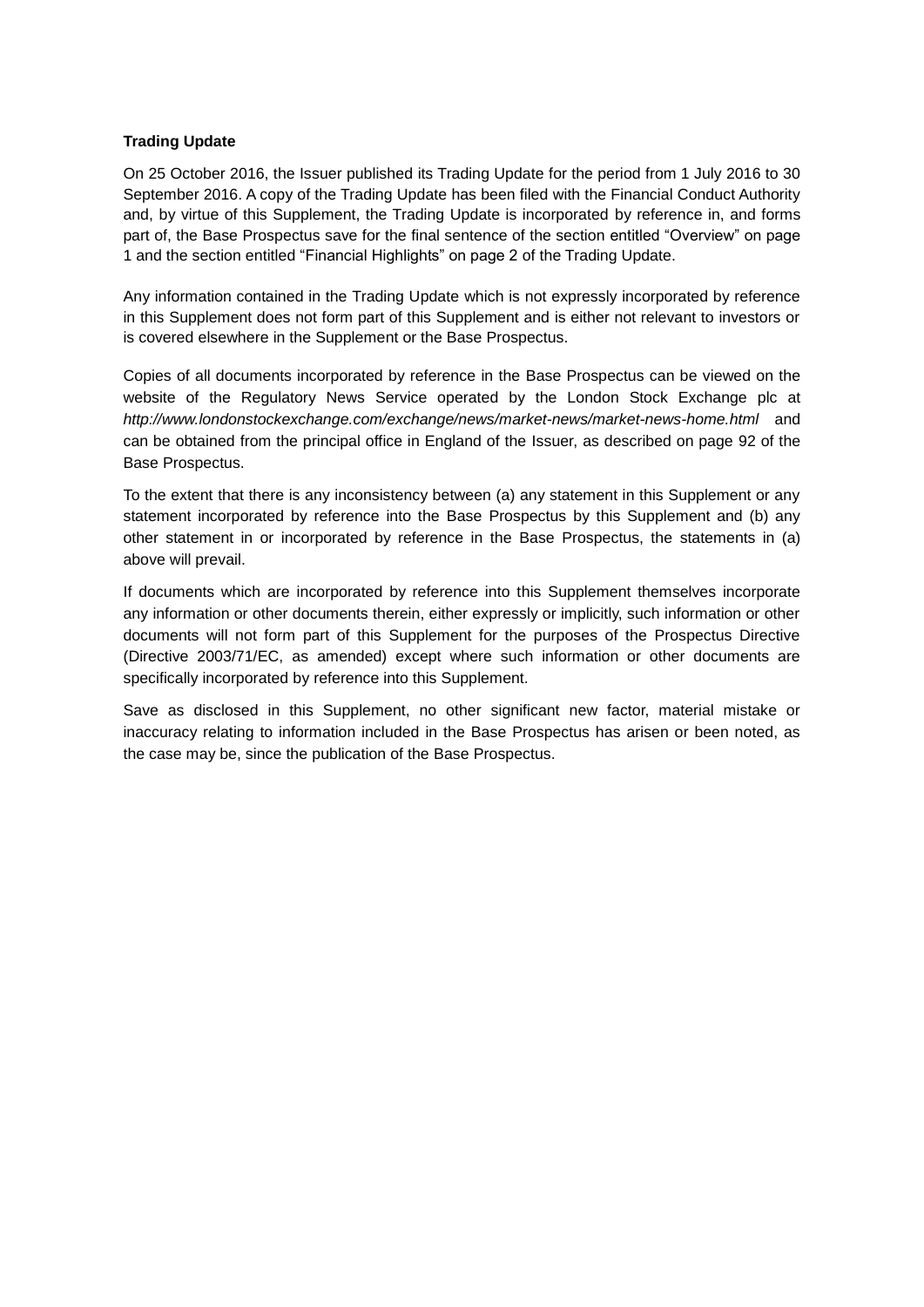**Trading Update**

On 25 October 2016, the Issuer published its Trading Update for the period from 1 July 2016 to 30 September 2016. A copy of the Trading Update has been filed with the Financial Conduct Authority and, by virtue of this Supplement, the Trading Update is incorporated by reference in, and forms part of, the Base Prospectus save for the final sentence of the section entitled "Overview" on page 1 and the section entitled "Financial Highlights" on page 2 of the Trading Update.

Any information contained in the Trading Update which is not expressly incorporated by reference in this Supplement does not form part of this Supplement and is either not relevant to investors or is covered elsewhere in the Supplement or the Base Prospectus.

Copies of all documents incorporated by reference in the Base Prospectus can be viewed on the website of the Regulatory News Service operated by the London Stock Exchange plc at *http://www.londonstockexchange.com/exchange/news/market-news/market-news-home.html* and can be obtained from the principal office in England of the Issuer, as described on page 92 of the Base Prospectus.

To the extent that there is any inconsistency between (a) any statement in this Supplement or any statement incorporated by reference into the Base Prospectus by this Supplement and (b) any other statement in or incorporated by reference in the Base Prospectus, the statements in (a) above will prevail.

If documents which are incorporated by reference into this Supplement themselves incorporate any information or other documents therein, either expressly or implicitly, such information or other documents will not form part of this Supplement for the purposes of the Prospectus Directive (Directive 2003/71/EC, as amended) except where such information or other documents are specifically incorporated by reference into this Supplement.

Save as disclosed in this Supplement, no other significant new factor, material mistake or inaccuracy relating to information included in the Base Prospectus has arisen or been noted, as the case may be, since the publication of the Base Prospectus.